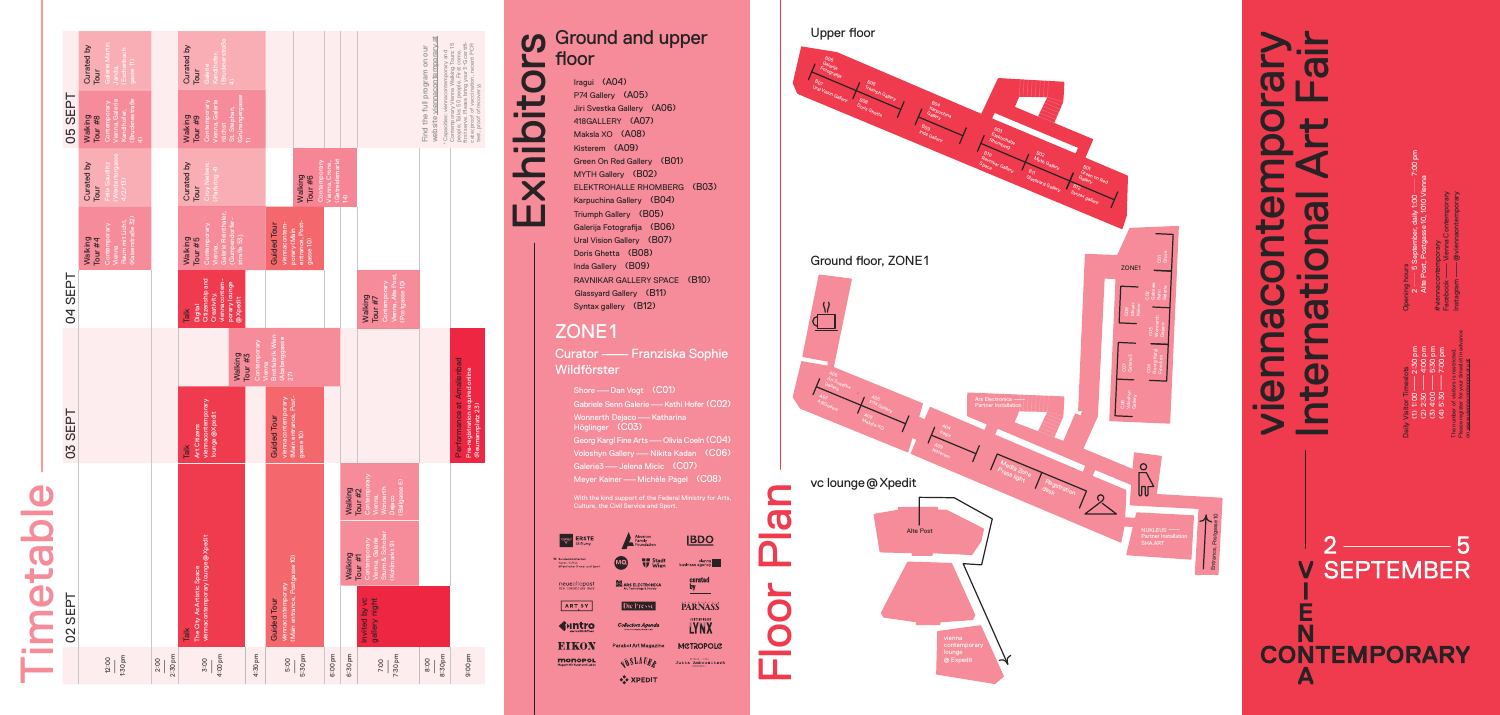# viennacontemporary International Art Fair

## 2 — 5 SEPTEMBER

VIENNA CONTEMPORARY

Daily Visitor Timeslots
(1) 1:00 — 2:30 pm
(2) 2:30 — 4:00 pm
(3) 4:00 — 5:30 pm
(4) 5:30 — 7:00 pm

The number of visitors is restricted. Please register for your ticket in advance on www.viennacontemporary.at

Opening hours
2 — 5 September, daily 1:00 — 7:00 pm
Alte Post, Postgasse 10, 1010 Vienna

#viennacontemporary
Facebook — Vienna Contemporary
Instagram — @viennacontemporary

# Floor Plan

Upper floor

Ground floor, ZONE1

vc lounge @ Xpedit

Alte Post

Ars Electronica — Partner Installation

NUKLEUS — Partner Installation SHA.ART

Entrance, Postgasse 10

vienna contemporary lounge @ Xpedit

# Exhibitors

## Ground and upper floor

- Iragui (A04)
- P74 Gallery (A05)
- Jiri Svestka Gallery (A06)
- 418GALLERY (A07)
- Maksla XO (A08)
- Kisterem (A09)
- Green On Red Gallery (B01)
- MYTH Gallery (B02)
- ELEKTROHALLE RHOMBERG (B03)
- Karpuchina Gallery (B04)
- Triumph Gallery (B05)
- Galerija Fotografija (B06)
- Ural Vision Gallery (B07)
- Doris Ghetta (B08)
- Inda Gallery (B09)
- RAVNIKAR GALLERY SPACE (B10)
- Glassyard Gallery (B11)
- Syntax gallery (B12)

## ZONE1

Curator —— Franziska Sophie Wildförster

- Shore —— Dan Vogt (C01)
- Gabriele Senn Galerie —— Kathi Hofer (C02)
- Wonnerth Dejaco —— Katharina Höglinger (C03)
- Georg Kargl Fine Arts —— Olivia Coeln (C04)
- Voloshyn Gallery —— Nikita Kadan (C06)
- Galerie3 —— Jelena Micic (C07)
- Meyer Kainer —— Michèle Pagel (C08)

With the kind support of the Federal Ministry for Arts, Culture, the Civil Service and Sport.

# Timetable

**02 SEPT**
- 3:00 — 4:00 pm: Talk — The City As Artistic Space, viennacontemporary lounge @ Xpedit
- 5:00 — 5:30 pm: Guided Tour — viennacontemporary (Main entrance, Postgasse 10)
- Walking Tour #1 — Contemporary Vienna, Galerie Steinek & Schröder (Wallnerstr. 6)
- Walking Tour #2 — Contemporary Vienna, Wonnerth Dejaco (Ballgasse 6)
- 6:30 — 8:00 pm: Invited by vc gallery night

**03 SEPT**
- 3:00 — 4:00 pm: Talk — Art Cities, viennacontemporary lounge @ Xpedit
- Walking Tour #3 — Contemporary Vienna, Bechter Kastowsky Wien (Glückgasse 3)
- 5:00 — 5:30 pm: Guided Tour — viennacontemporary (Main entrance, Postgasse 10)
- 8:00 — 9:00 pm: Performance at Amalienbad, Pre-registration required online (Reumannplatz 23)

**04 SEPT**
- 3:00 — 4:00 pm: Talk — Digital Citizenship and Creativity, viennacontemporary lounge @ Xpedit
- Guided Tour — viennacontemporary (Main entrance, Postgasse 10)
- 6:30 — 7:30 pm: Walking Tour #7 — Contemporary Vienna, Alte Post (Postgasse 10)
- Walking Tour #4 — Contemporary Vienna, Raum mit Licht (Kaiserstraße 32)
- Curated by Tour
- Walking Tour #5 — Contemporary Vienna
- Curated by Tour
- Walking Tour #6 — Contemporary Vienna

**05 SEPT**
- Walking Tour #8 — Contemporary Vienna
- Curated by Tour — Galerie Martin Janda (Eschenbachgasse 11)
- Walking Tour #9 — Contemporary Vienna, Galerie nächst St. Stephan (Grünangergasse 1)
- Curated by Tour

Find the full program on our website viennacontemporary.at

* Capacities: viennacontemporary and Contemporary Vienna Walking Tours: 15 people, Talks: 50 people. First come, first serve. Please bring your 3-G proof.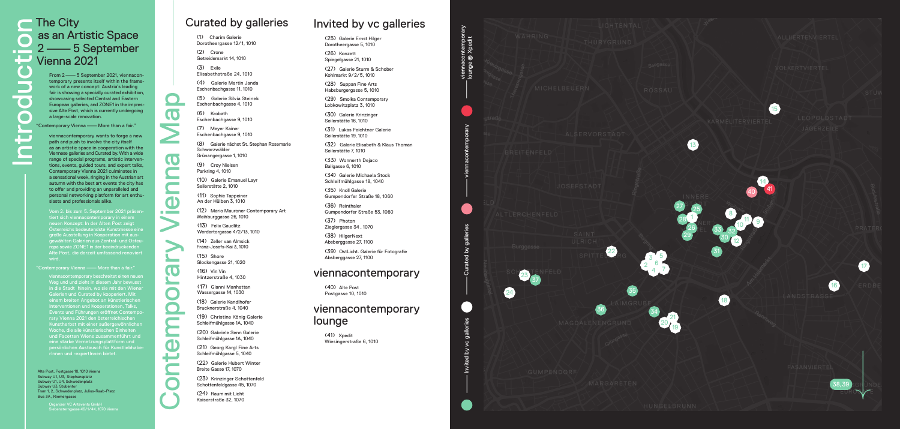# Introduction

## The City as an Artistic Space 2 —— 5 September Vienna 2021

From 2 —— 5 September 2021, viennacontemporary presents itself within the framework of a new concept: Austria's leading fair is showing a specially curated exhibition, showcasing selected Central and Eastern European galleries, and ZONE1 in the impressive Alte Post, which is currently undergoing a large-scale renovation.

"Contemporary Vienna —— More than a fair."

viennacontemporary wants to forge a new path and push to involve the city itself as an artistic space in cooperation with the Viennese galleries and Curated by. With a wide range of special programs, artistic interventions, events, guided tours, and expert talks, Contemporary Vienna 2021 culminates in a sensational week, ringing in the Austrian art autumn with the best art events the city has to offer and providing an unparalleled and personal networking platform for art enthusiasts and professionals alike.

Vom 2. bis zum 5. September 2021 präsentiert sich viennacontemporary in einem neuen Konzept: In der Alten Post zeigt Österreichs bedeutendste Kunstmesse eine große Ausstellung in Kooperation mit ausgewählten Galerien aus Zentral- und Osteuropa sowie ZONE1 in der beeindruckenden Alte Post, die derzeit umfassend renoviert wird.

"Contemporary Vienna —— More than a fair."

viennacontemporary beschreitet einen neuen Weg und und zieht in diesem Jahr bewusst in die Stadt hinein, wo sie mit den Wiener Galerien und Curated by kooperiert. Mit einem breiten Angebot an künstlerischen Interventionen und Kooperationen, Talks, Events und Führungen eröffnet Contemporary Vienna 2021 den österreichischen Kunstherbst mit einer außergewöhnlichen Woche, die alle künstlerischen Einheiten und Facetten Wiens zusammenführt und eine starke Vernetzungsplattform und persönlichen Austausch für KunstliebhaberInnen und -expertInnen bietet.

Alte Post, Postgasse 10, 1010 Vienna
Subway U1, U3, Stephansplatz
Subway U1, U4, Schwedenplatz
Subway U3, Stubentor
Tram 1, 2, Schwedenplatz, Julius-Raab-Platz
Bus 3A, Riemergasse

Organizer VC Artevents GmbH
Siebensterngasse 45/1/44, 1070 Vienna

# Contemporary Vienna Map

## Curated by galleries

(1) Charim Galerie
Dorotheergasse 12/1, 1010

(2) Crone
Getreidemarkt 14, 1010

(3) Exile
Elisabethstraße 24, 1010

(4) Galerie Martin Janda
Eschenbachgasse 11, 1010

(5) Galerie Silvia Steinek
Eschenbachgasse 4, 1010

(6) Krobath
Eschenbachgasse 9, 1010

(7) Meyer Kainer
Eschenbachgasse 9, 1010

(8) Galerie nächst St. Stephan Rosemarie Schwarzwälder
Grünangergasse 1, 1010

(9) Croy Nielsen
Parkring 4, 1010

(10) Galerie Emanuel Layr
Seilerstätte 2, 1010

(11) Sophie Tappeiner
An der Hülben 3, 1010

(12) Mario Mauroner Contemporary Art
Weihburggasse 26, 1010

(13) Felix Gaudlitz
Werdertorgasse 4/2/13, 1010

(14) Zeller van Almsick
Franz-Josefs-Kai 3, 1010

(15) Shore
Glockengasse 21, 1020

(16) Vin Vin
Hintzerstraße 4, 1030

(17) Gianni Manhattan
Wassergasse 14, 1030

(18) Galerie Kandlhofer
Brucknerstraße 4, 1040

(19) Christine König Galerie
Schleifmühlgasse 1A, 1040

(20) Gabriele Senn Galerie
Schleifmühlgasse 1A, 1040

(21) Georg Kargl Fine Arts
Schleifmühlgasse 5, 1040

(22) Galerie Hubert Winter
Breite Gasse 17, 1070

(23) Krinzinger Schottenfeld
Schottenfeldgasse 45, 1070

(24) Raum mit Licht
Kaiserstraße 32, 1070

## Invited by vc galleries

(25) Galerie Ernst Hilger
Dorotheergasse 5, 1010

(26) Konzett
Spiegelgasse 21, 1010

(27) Galerie Sturm & Schober
Kohlmarkt 9/2/5, 1010

(28) Suppan Fine Arts
Habsburgergasse 5, 1010

(29) Smolka Contemporary
Lobkowitzplatz 3, 1010

(30) Galerie Krinzinger
Seilerstätte 16, 1010

(31) Lukas Feichtner Galerie
Seilerstätte 19, 1010

(32) Galerie Elisabeth & Klaus Thoman
Seilerstätte 7, 1010

(33) Wonnerth Dejaco
Ballgasse 6, 1010

(34) Galerie Michaela Stock
Schleifmühlgasse 18, 1040

(35) Knoll Galerie
Gumpendorfer Straße 18, 1060

(36) Reinthaler
Gumpendorfer Straße 53, 1060

(37) Photon
Zieglergasse 34 , 1070

(38) HilgerNext
Absberggasse 27, 1100

(39) OstLicht. Galerie für Fotografie
Absberggasse 27, 1100

## viennacontemporary

(40) Alte Post
Postgasse 10, 1010

## viennacontemporary lounge

(41) Xpedit
Wiesingerstraße 6, 1010

viennacontemporary lounge @ Xpedit
viennacontemporary
Curated by galleries
Invited by vc galleries

LICHTENTAL
WÄHRING
THURYGRUND
ALLIERTENVIERTEL
VOLKERTVIERTEL
MICHELBEUERN
ROSSAU
ALSERVORSTADT
KARMELITERVIERTEL
LEOPOLDSTADT
JÄGERZEILE
BREITENFELD
JOSEFSTADT
INNERE STADT
ALTLERCHENFELD
SAINT ULRICH
SPITTELBERG
SCHOTTENFELD
PRATER
LAIMGRUBE
LANDSTRASSE
ERDBERG
MAGDALENENGRUND
GUMPENDORF
FASANVIERTEL
MARGARETEN
HUNGELBRUNN